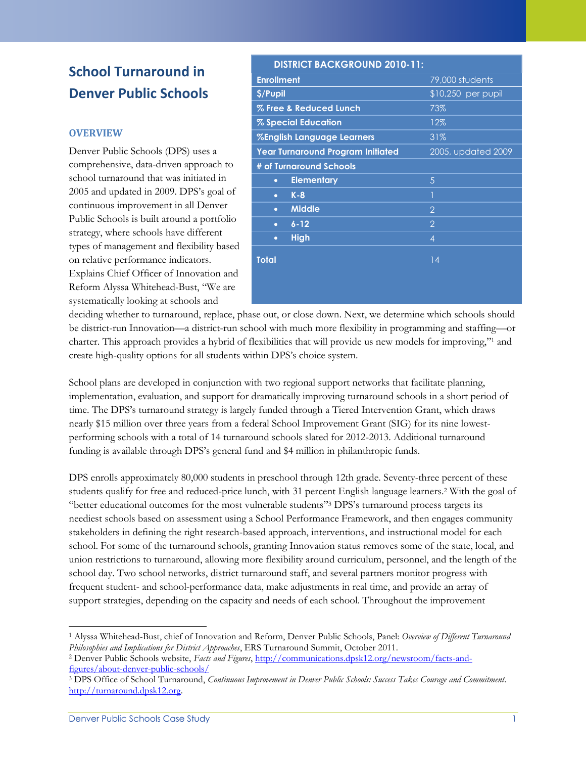# School Turnaround in Denver Public Schools

| DISTRICT BACKGROUND 2010-11: | |
|---|---|
| Enrollment | 79,000 students |
| $/Pupil | $10,250 per pupil |
| % Free & Reduced Lunch | 73% |
| % Special Education | 12% |
| %English Language Learners | 31% |
| Year Turnaround Program Initiated | 2005, updated 2009 |
| # of Turnaround Schools | |
| • Elementary | 5 |
| • K-8 | 1 |
| • Middle | 2 |
| • 6-12 | 2 |
| • High | 4 |
| Total | 14 |

## OVERVIEW

Denver Public Schools (DPS) uses a comprehensive, data-driven approach to school turnaround that was initiated in 2005 and updated in 2009. DPS's goal of continuous improvement in all Denver Public Schools is built around a portfolio strategy, where schools have different types of management and flexibility based on relative performance indicators. Explains Chief Officer of Innovation and Reform Alyssa Whitehead-Bust, "We are systematically looking at schools and deciding whether to turnaround, replace, phase out, or close down. Next, we determine which schools should be district-run Innovation—a district-run school with much more flexibility in programming and staffing—or charter. This approach provides a hybrid of flexibilities that will provide us new models for improving,"[1] and create high-quality options for all students within DPS's choice system.

School plans are developed in conjunction with two regional support networks that facilitate planning, implementation, evaluation, and support for dramatically improving turnaround schools in a short period of time. The DPS's turnaround strategy is largely funded through a Tiered Intervention Grant, which draws nearly $15 million over three years from a federal School Improvement Grant (SIG) for its nine lowest-performing schools with a total of 14 turnaround schools slated for 2012-2013. Additional turnaround funding is available through DPS's general fund and $4 million in philanthropic funds.

DPS enrolls approximately 80,000 students in preschool through 12th grade. Seventy-three percent of these students qualify for free and reduced-price lunch, with 31 percent English language learners.[2] With the goal of "better educational outcomes for the most vulnerable students"[3] DPS's turnaround process targets its neediest schools based on assessment using a School Performance Framework, and then engages community stakeholders in defining the right research-based approach, interventions, and instructional model for each school. For some of the turnaround schools, granting Innovation status removes some of the state, local, and union restrictions to turnaround, allowing more flexibility around curriculum, personnel, and the length of the school day. Two school networks, district turnaround staff, and several partners monitor progress with frequent student- and school-performance data, make adjustments in real time, and provide an array of support strategies, depending on the capacity and needs of each school. Throughout the improvement

---

[1] Alyssa Whitehead-Bust, chief of Innovation and Reform, Denver Public Schools, Panel: *Overview of Different Turnaround Philosophies and Implications for District Approaches*, ERS Turnaround Summit, October 2011.

[2] Denver Public Schools website, *Facts and Figures*, http://communications.dpsk12.org/newsroom/facts-and-figures/about-denver-public-schools/

[3] DPS Office of School Turnaround, *Continuous Improvement in Denver Public Schools: Success Takes Courage and Commitment*. http://turnaround.dpsk12.org.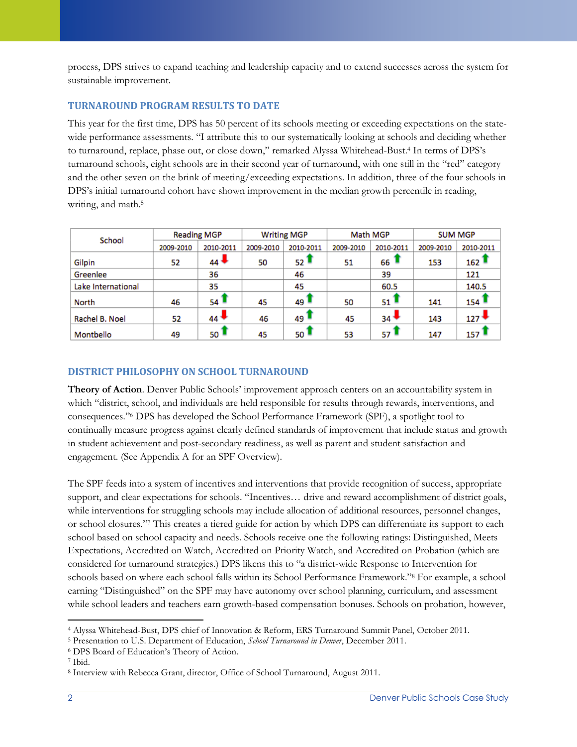process, DPS strives to expand teaching and leadership capacity and to extend successes across the system for sustainable improvement.

### TURNAROUND PROGRAM RESULTS TO DATE

This year for the first time, DPS has 50 percent of its schools meeting or exceeding expectations on the state-wide performance assessments. "I attribute this to our systematically looking at schools and deciding whether to turnaround, replace, phase out, or close down," remarked Alyssa Whitehead-Bust.[4] In terms of DPS's turnaround schools, eight schools are in their second year of turnaround, with one still in the "red" category and the other seven on the brink of meeting/exceeding expectations. In addition, three of the four schools in DPS's initial turnaround cohort have shown improvement in the median growth percentile in reading, writing, and math.[5]

| School | Reading MGP | | Writing MGP | | Math MGP | | SUM MGP | |
|---|---|---|---|---|---|---|---|---|
| | 2009-2010 | 2010-2011 | 2009-2010 | 2010-2011 | 2009-2010 | 2010-2011 | 2009-2010 | 2010-2011 |
| Gilpin | 52 | 44 ↓ | 50 | 52 ↑ | 51 | 66 ↑ | 153 | 162 ↑ |
| Greenlee | | 36 | | 46 | | 39 | | 121 |
| Lake International | | 35 | | 45 | | 60.5 | | 140.5 |
| North | 46 | 54 ↑ | 45 | 49 ↑ | 50 | 51 ↑ | 141 | 154 ↑ |
| Rachel B. Noel | 52 | 44 ↓ | 46 | 49 ↑ | 45 | 34 ↓ | 143 | 127 ↓ |
| Montbello | 49 | 50 ↑ | 45 | 50 ↑ | 53 | 57 ↑ | 147 | 157 ↑ |

### DISTRICT PHILOSOPHY ON SCHOOL TURNAROUND

**Theory of Action**. Denver Public Schools' improvement approach centers on an accountability system in which "district, school, and individuals are held responsible for results through rewards, interventions, and consequences."[6] DPS has developed the School Performance Framework (SPF), a spotlight tool to continually measure progress against clearly defined standards of improvement that include status and growth in student achievement and post-secondary readiness, as well as parent and student satisfaction and engagement. (See Appendix A for an SPF Overview).

The SPF feeds into a system of incentives and interventions that provide recognition of success, appropriate support, and clear expectations for schools. "Incentives… drive and reward accomplishment of district goals, while interventions for struggling schools may include allocation of additional resources, personnel changes, or school closures."[7] This creates a tiered guide for action by which DPS can differentiate its support to each school based on school capacity and needs. Schools receive one the following ratings: Distinguished, Meets Expectations, Accredited on Watch, Accredited on Priority Watch, and Accredited on Probation (which are considered for turnaround strategies.) DPS likens this to "a district-wide Response to Intervention for schools based on where each school falls within its School Performance Framework."[8] For example, a school earning "Distinguished" on the SPF may have autonomy over school planning, curriculum, and assessment while school leaders and teachers earn growth-based compensation bonuses. Schools on probation, however,

---

[4] Alyssa Whitehead-Bust, DPS chief of Innovation & Reform, ERS Turnaround Summit Panel, October 2011.

[5] Presentation to U.S. Department of Education, *School Turnaround in Denver*, December 2011.

[6] DPS Board of Education's Theory of Action.

[7] Ibid.

[8] Interview with Rebecca Grant, director, Office of School Turnaround, August 2011.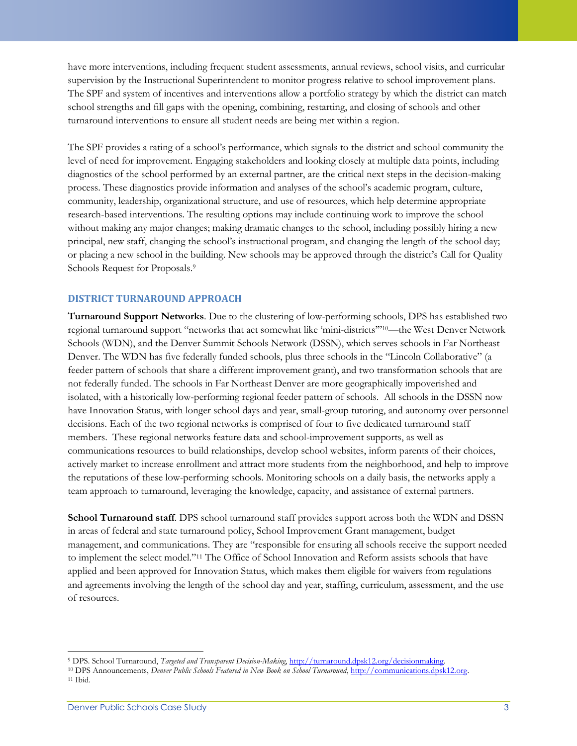have more interventions, including frequent student assessments, annual reviews, school visits, and curricular supervision by the Instructional Superintendent to monitor progress relative to school improvement plans. The SPF and system of incentives and interventions allow a portfolio strategy by which the district can match school strengths and fill gaps with the opening, combining, restarting, and closing of schools and other turnaround interventions to ensure all student needs are being met within a region.

The SPF provides a rating of a school's performance, which signals to the district and school community the level of need for improvement. Engaging stakeholders and looking closely at multiple data points, including diagnostics of the school performed by an external partner, are the critical next steps in the decision-making process. These diagnostics provide information and analyses of the school's academic program, culture, community, leadership, organizational structure, and use of resources, which help determine appropriate research-based interventions. The resulting options may include continuing work to improve the school without making any major changes; making dramatic changes to the school, including possibly hiring a new principal, new staff, changing the school's instructional program, and changing the length of the school day; or placing a new school in the building. New schools may be approved through the district's Call for Quality Schools Request for Proposals.[9]

## DISTRICT TURNAROUND APPROACH

**Turnaround Support Networks**. Due to the clustering of low-performing schools, DPS has established two regional turnaround support "networks that act somewhat like 'mini-districts'"[10]—the West Denver Network Schools (WDN), and the Denver Summit Schools Network (DSSN), which serves schools in Far Northeast Denver. The WDN has five federally funded schools, plus three schools in the "Lincoln Collaborative" (a feeder pattern of schools that share a different improvement grant), and two transformation schools that are not federally funded. The schools in Far Northeast Denver are more geographically impoverished and isolated, with a historically low-performing regional feeder pattern of schools. All schools in the DSSN now have Innovation Status, with longer school days and year, small-group tutoring, and autonomy over personnel decisions. Each of the two regional networks is comprised of four to five dedicated turnaround staff members. These regional networks feature data and school-improvement supports, as well as communications resources to build relationships, develop school websites, inform parents of their choices, actively market to increase enrollment and attract more students from the neighborhood, and help to improve the reputations of these low-performing schools. Monitoring schools on a daily basis, the networks apply a team approach to turnaround, leveraging the knowledge, capacity, and assistance of external partners.

**School Turnaround staff**. DPS school turnaround staff provides support across both the WDN and DSSN in areas of federal and state turnaround policy, School Improvement Grant management, budget management, and communications. They are "responsible for ensuring all schools receive the support needed to implement the select model."[11] The Office of School Innovation and Reform assists schools that have applied and been approved for Innovation Status, which makes them eligible for waivers from regulations and agreements involving the length of the school day and year, staffing, curriculum, assessment, and the use of resources.

---

[9] DPS. School Turnaround, *Targeted and Transparent Decision-Making*, http://turnaround.dpsk12.org/decisionmaking.

[10] DPS Announcements, *Denver Public Schools Featured in New Book on School Turnaround*, http://communications.dpsk12.org.

[11] Ibid.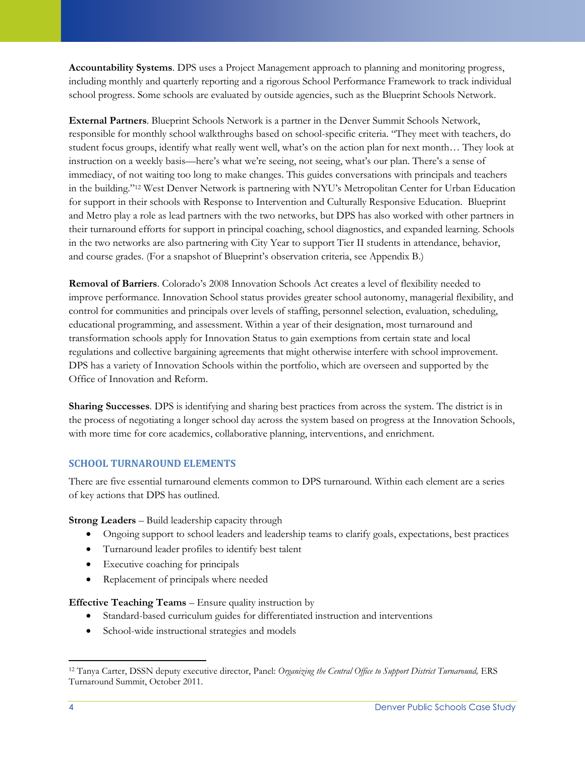**Accountability Systems**. DPS uses a Project Management approach to planning and monitoring progress, including monthly and quarterly reporting and a rigorous School Performance Framework to track individual school progress. Some schools are evaluated by outside agencies, such as the Blueprint Schools Network.

**External Partners**. Blueprint Schools Network is a partner in the Denver Summit Schools Network, responsible for monthly school walkthroughs based on school-specific criteria. "They meet with teachers, do student focus groups, identify what really went well, what's on the action plan for next month… They look at instruction on a weekly basis—here's what we're seeing, not seeing, what's our plan. There's a sense of immediacy, of not waiting too long to make changes. This guides conversations with principals and teachers in the building."[12] West Denver Network is partnering with NYU's Metropolitan Center for Urban Education for support in their schools with Response to Intervention and Culturally Responsive Education. Blueprint and Metro play a role as lead partners with the two networks, but DPS has also worked with other partners in their turnaround efforts for support in principal coaching, school diagnostics, and expanded learning. Schools in the two networks are also partnering with City Year to support Tier II students in attendance, behavior, and course grades. (For a snapshot of Blueprint's observation criteria, see Appendix B.)

**Removal of Barriers**. Colorado's 2008 Innovation Schools Act creates a level of flexibility needed to improve performance. Innovation School status provides greater school autonomy, managerial flexibility, and control for communities and principals over levels of staffing, personnel selection, evaluation, scheduling, educational programming, and assessment. Within a year of their designation, most turnaround and transformation schools apply for Innovation Status to gain exemptions from certain state and local regulations and collective bargaining agreements that might otherwise interfere with school improvement. DPS has a variety of Innovation Schools within the portfolio, which are overseen and supported by the Office of Innovation and Reform.

**Sharing Successes**. DPS is identifying and sharing best practices from across the system. The district is in the process of negotiating a longer school day across the system based on progress at the Innovation Schools, with more time for core academics, collaborative planning, interventions, and enrichment.

## SCHOOL TURNAROUND ELEMENTS

There are five essential turnaround elements common to DPS turnaround. Within each element are a series of key actions that DPS has outlined.

**Strong Leaders** – Build leadership capacity through

- Ongoing support to school leaders and leadership teams to clarify goals, expectations, best practices
- Turnaround leader profiles to identify best talent
- Executive coaching for principals
- Replacement of principals where needed

**Effective Teaching Teams** – Ensure quality instruction by

- Standard-based curriculum guides for differentiated instruction and interventions
- School-wide instructional strategies and models

---

[12] Tanya Carter, DSSN deputy executive director, Panel: *Organizing the Central Office to Support District Turnaround,* ERS Turnaround Summit, October 2011.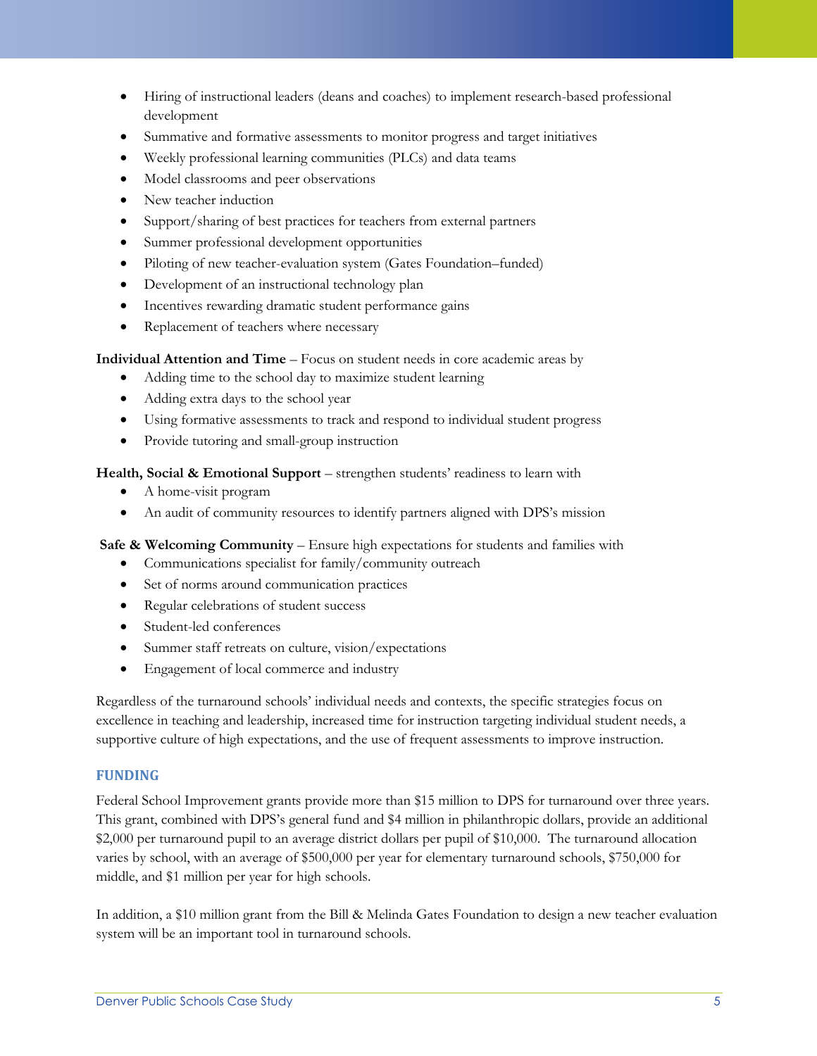- Hiring of instructional leaders (deans and coaches) to implement research-based professional development
- Summative and formative assessments to monitor progress and target initiatives
- Weekly professional learning communities (PLCs) and data teams
- Model classrooms and peer observations
- New teacher induction
- Support/sharing of best practices for teachers from external partners
- Summer professional development opportunities
- Piloting of new teacher-evaluation system (Gates Foundation–funded)
- Development of an instructional technology plan
- Incentives rewarding dramatic student performance gains
- Replacement of teachers where necessary

**Individual Attention and Time** – Focus on student needs in core academic areas by

- Adding time to the school day to maximize student learning
- Adding extra days to the school year
- Using formative assessments to track and respond to individual student progress
- Provide tutoring and small-group instruction

**Health, Social & Emotional Support** – strengthen students' readiness to learn with

- A home-visit program
- An audit of community resources to identify partners aligned with DPS's mission

**Safe & Welcoming Community** – Ensure high expectations for students and families with

- Communications specialist for family/community outreach
- Set of norms around communication practices
- Regular celebrations of student success
- Student-led conferences
- Summer staff retreats on culture, vision/expectations
- Engagement of local commerce and industry

Regardless of the turnaround schools' individual needs and contexts, the specific strategies focus on excellence in teaching and leadership, increased time for instruction targeting individual student needs, a supportive culture of high expectations, and the use of frequent assessments to improve instruction.

## FUNDING

Federal School Improvement grants provide more than $15 million to DPS for turnaround over three years. This grant, combined with DPS's general fund and $4 million in philanthropic dollars, provide an additional $2,000 per turnaround pupil to an average district dollars per pupil of $10,000. The turnaround allocation varies by school, with an average of $500,000 per year for elementary turnaround schools, $750,000 for middle, and $1 million per year for high schools.

In addition, a $10 million grant from the Bill & Melinda Gates Foundation to design a new teacher evaluation system will be an important tool in turnaround schools.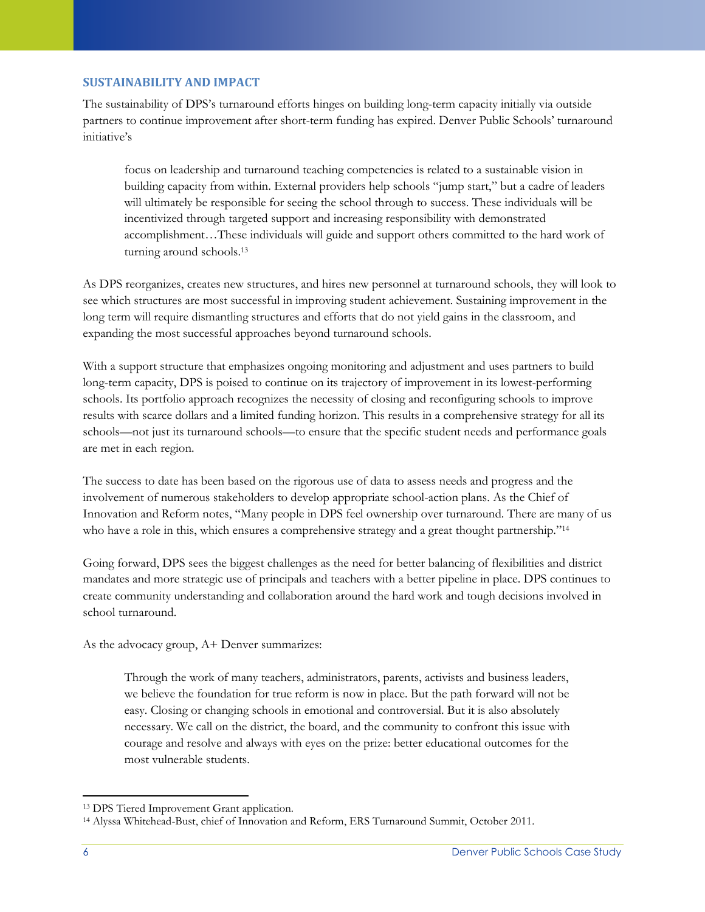## SUSTAINABILITY AND IMPACT

The sustainability of DPS's turnaround efforts hinges on building long-term capacity initially via outside partners to continue improvement after short-term funding has expired. Denver Public Schools' turnaround initiative's

> focus on leadership and turnaround teaching competencies is related to a sustainable vision in building capacity from within. External providers help schools "jump start," but a cadre of leaders will ultimately be responsible for seeing the school through to success. These individuals will be incentivized through targeted support and increasing responsibility with demonstrated accomplishment…These individuals will guide and support others committed to the hard work of turning around schools.[13]

As DPS reorganizes, creates new structures, and hires new personnel at turnaround schools, they will look to see which structures are most successful in improving student achievement. Sustaining improvement in the long term will require dismantling structures and efforts that do not yield gains in the classroom, and expanding the most successful approaches beyond turnaround schools.

With a support structure that emphasizes ongoing monitoring and adjustment and uses partners to build long-term capacity, DPS is poised to continue on its trajectory of improvement in its lowest-performing schools. Its portfolio approach recognizes the necessity of closing and reconfiguring schools to improve results with scarce dollars and a limited funding horizon. This results in a comprehensive strategy for all its schools—not just its turnaround schools—to ensure that the specific student needs and performance goals are met in each region.

The success to date has been based on the rigorous use of data to assess needs and progress and the involvement of numerous stakeholders to develop appropriate school-action plans. As the Chief of Innovation and Reform notes, "Many people in DPS feel ownership over turnaround. There are many of us who have a role in this, which ensures a comprehensive strategy and a great thought partnership."[14]

Going forward, DPS sees the biggest challenges as the need for better balancing of flexibilities and district mandates and more strategic use of principals and teachers with a better pipeline in place. DPS continues to create community understanding and collaboration around the hard work and tough decisions involved in school turnaround.

As the advocacy group, A+ Denver summarizes:

> Through the work of many teachers, administrators, parents, activists and business leaders, we believe the foundation for true reform is now in place. But the path forward will not be easy. Closing or changing schools in emotional and controversial. But it is also absolutely necessary. We call on the district, the board, and the community to confront this issue with courage and resolve and always with eyes on the prize: better educational outcomes for the most vulnerable students.

---

[13] DPS Tiered Improvement Grant application.

[14] Alyssa Whitehead-Bust, chief of Innovation and Reform, ERS Turnaround Summit, October 2011.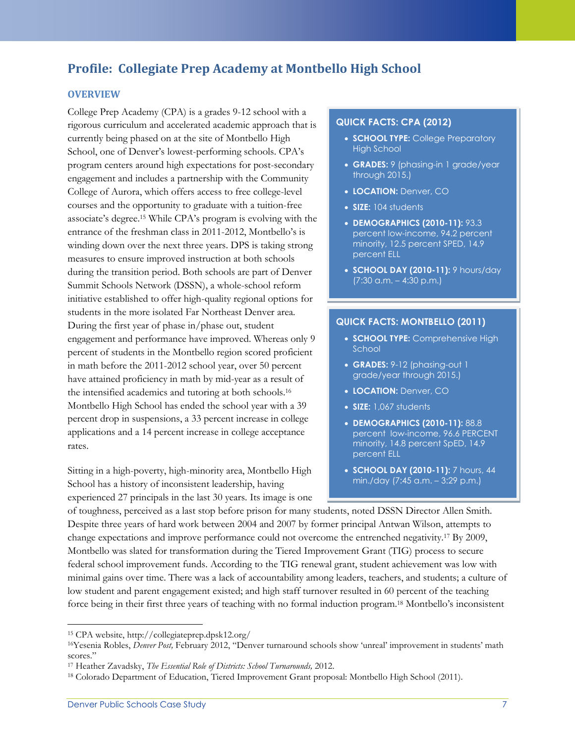## Profile: Collegiate Prep Academy at Montbello High School

### OVERVIEW

College Prep Academy (CPA) is a grades 9-12 school with a rigorous curriculum and accelerated academic approach that is currently being phased on at the site of Montbello High School, one of Denver's lowest-performing schools. CPA's program centers around high expectations for post-secondary engagement and includes a partnership with the Community College of Aurora, which offers access to free college-level courses and the opportunity to graduate with a tuition-free associate's degree.[15] While CPA's program is evolving with the entrance of the freshman class in 2011-2012, Montbello's is winding down over the next three years. DPS is taking strong measures to ensure improved instruction at both schools during the transition period. Both schools are part of Denver Summit Schools Network (DSSN), a whole-school reform initiative established to offer high-quality regional options for students in the more isolated Far Northeast Denver area. During the first year of phase in/phase out, student engagement and performance have improved. Whereas only 9 percent of students in the Montbello region scored proficient in math before the 2011-2012 school year, over 50 percent have attained proficiency in math by mid-year as a result of the intensified academics and tutoring at both schools.[16] Montbello High School has ended the school year with a 39 percent drop in suspensions, a 33 percent increase in college applications and a 14 percent increase in college acceptance rates.

**QUICK FACTS: CPA (2012)**

- **SCHOOL TYPE:** College Preparatory High School
- **GRADES:** 9 (phasing-in 1 grade/year through 2015.)
- **LOCATION:** Denver, CO
- **SIZE:** 104 students
- **DEMOGRAPHICS (2010-11):** 93.3 percent low-income, 94.2 percent minority, 12.5 percent SPED, 14.9 percent ELL
- **SCHOOL DAY (2010-11):** 9 hours/day (7:30 a.m. – 4:30 p.m.)

**QUICK FACTS: MONTBELLO (2011)**

- **SCHOOL TYPE:** Comprehensive High School
- **GRADES:** 9-12 (phasing-out 1 grade/year through 2015.)
- **LOCATION:** Denver, CO
- **SIZE:** 1,067 students
- **DEMOGRAPHICS (2010-11):** 88.8 percent low-income, 96.6 PERCENT minority, 14.8 percent SpED, 14.9 percent ELL
- **SCHOOL DAY (2010-11):** 7 hours, 44 min./day (7:45 a.m. – 3:29 p.m.)

Sitting in a high-poverty, high-minority area, Montbello High School has a history of inconsistent leadership, having experienced 27 principals in the last 30 years. Its image is one of toughness, perceived as a last stop before prison for many students, noted DSSN Director Allen Smith. Despite three years of hard work between 2004 and 2007 by former principal Antwan Wilson, attempts to change expectations and improve performance could not overcome the entrenched negativity.[17] By 2009, Montbello was slated for transformation during the Tiered Improvement Grant (TIG) process to secure federal school improvement funds. According to the TIG renewal grant, student achievement was low with minimal gains over time. There was a lack of accountability among leaders, teachers, and students; a culture of low student and parent engagement existed; and high staff turnover resulted in 60 percent of the teaching force being in their first three years of teaching with no formal induction program.[18] Montbello's inconsistent

---

[15] CPA website, http://collegiateprep.dpsk12.org/

[16] Yesenia Robles, *Denver Post,* February 2012, "Denver turnaround schools show 'unreal' improvement in students' math scores."

[17] Heather Zavadsky, *The Essential Role of Districts: School Turnarounds,* 2012.

[18] Colorado Department of Education, Tiered Improvement Grant proposal: Montbello High School (2011).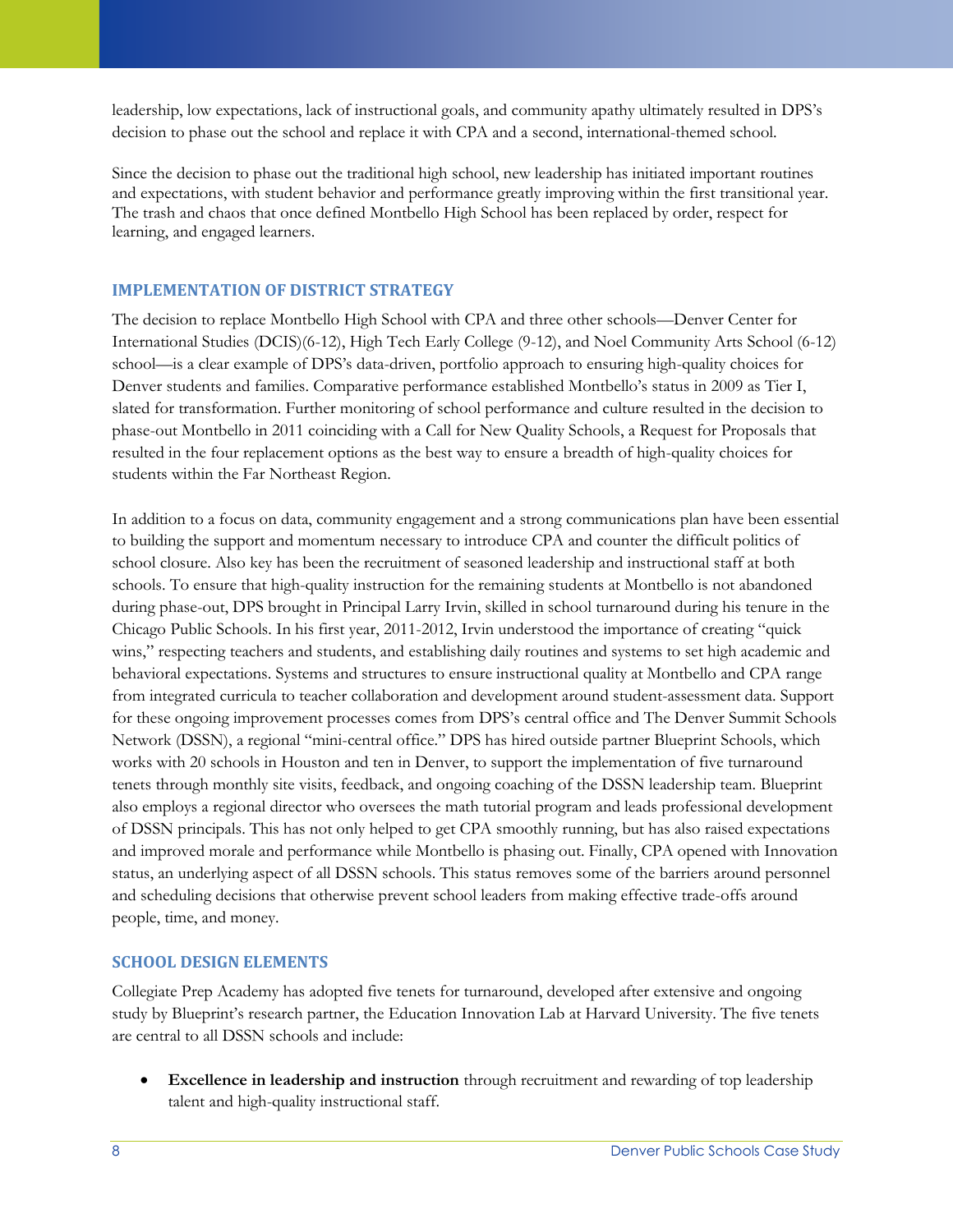leadership, low expectations, lack of instructional goals, and community apathy ultimately resulted in DPS's decision to phase out the school and replace it with CPA and a second, international-themed school.

Since the decision to phase out the traditional high school, new leadership has initiated important routines and expectations, with student behavior and performance greatly improving within the first transitional year. The trash and chaos that once defined Montbello High School has been replaced by order, respect for learning, and engaged learners.

## IMPLEMENTATION OF DISTRICT STRATEGY

The decision to replace Montbello High School with CPA and three other schools—Denver Center for International Studies (DCIS)(6-12), High Tech Early College (9-12), and Noel Community Arts School (6-12) school—is a clear example of DPS's data-driven, portfolio approach to ensuring high-quality choices for Denver students and families. Comparative performance established Montbello's status in 2009 as Tier I, slated for transformation. Further monitoring of school performance and culture resulted in the decision to phase-out Montbello in 2011 coinciding with a Call for New Quality Schools, a Request for Proposals that resulted in the four replacement options as the best way to ensure a breadth of high-quality choices for students within the Far Northeast Region.

In addition to a focus on data, community engagement and a strong communications plan have been essential to building the support and momentum necessary to introduce CPA and counter the difficult politics of school closure. Also key has been the recruitment of seasoned leadership and instructional staff at both schools. To ensure that high-quality instruction for the remaining students at Montbello is not abandoned during phase-out, DPS brought in Principal Larry Irvin, skilled in school turnaround during his tenure in the Chicago Public Schools. In his first year, 2011-2012, Irvin understood the importance of creating "quick wins," respecting teachers and students, and establishing daily routines and systems to set high academic and behavioral expectations. Systems and structures to ensure instructional quality at Montbello and CPA range from integrated curricula to teacher collaboration and development around student-assessment data. Support for these ongoing improvement processes comes from DPS's central office and The Denver Summit Schools Network (DSSN), a regional "mini-central office." DPS has hired outside partner Blueprint Schools, which works with 20 schools in Houston and ten in Denver, to support the implementation of five turnaround tenets through monthly site visits, feedback, and ongoing coaching of the DSSN leadership team. Blueprint also employs a regional director who oversees the math tutorial program and leads professional development of DSSN principals. This has not only helped to get CPA smoothly running, but has also raised expectations and improved morale and performance while Montbello is phasing out. Finally, CPA opened with Innovation status, an underlying aspect of all DSSN schools. This status removes some of the barriers around personnel and scheduling decisions that otherwise prevent school leaders from making effective trade-offs around people, time, and money.

## SCHOOL DESIGN ELEMENTS

Collegiate Prep Academy has adopted five tenets for turnaround, developed after extensive and ongoing study by Blueprint's research partner, the Education Innovation Lab at Harvard University. The tenets are central to all DSSN schools and include:

- **Excellence in leadership and instruction** through recruitment and rewarding of top leadership talent and high-quality instructional staff.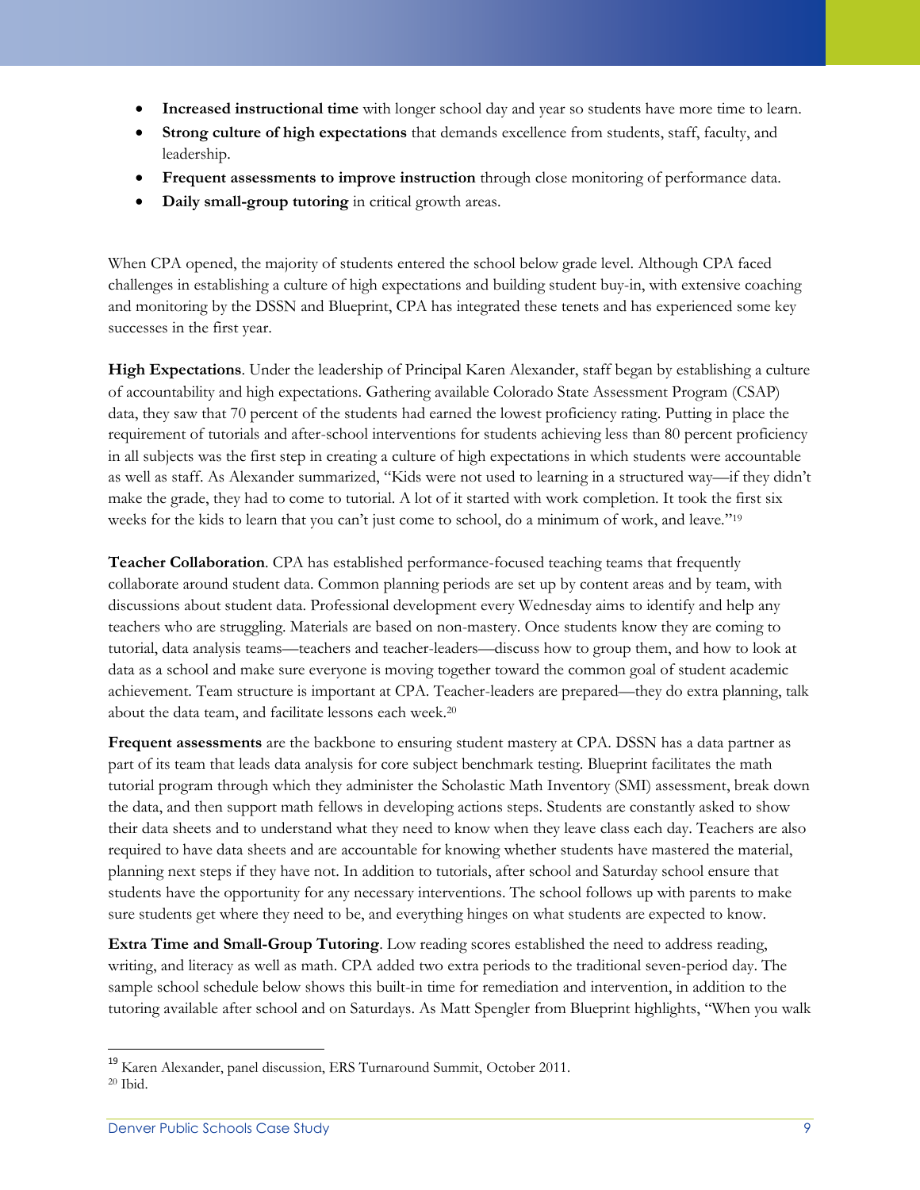- **Increased instructional time** with longer school day and year so students have more time to learn.
- **Strong culture of high expectations** that demands excellence from students, staff, faculty, and leadership.
- **Frequent assessments to improve instruction** through close monitoring of performance data.
- **Daily small-group tutoring** in critical growth areas.

When CPA opened, the majority of students entered the school below grade level. Although CPA faced challenges in establishing a culture of high expectations and building student buy-in, with extensive coaching and monitoring by the DSSN and Blueprint, CPA has integrated these tenets and has experienced some key successes in the first year.

**High Expectations**. Under the leadership of Principal Karen Alexander, staff began by establishing a culture of accountability and high expectations. Gathering available Colorado State Assessment Program (CSAP) data, they saw that 70 percent of the students had earned the lowest proficiency rating. Putting in place the requirement of tutorials and after-school interventions for students achieving less than 80 percent proficiency in all subjects was the first step in creating a culture of high expectations in which students were accountable as well as staff. As Alexander summarized, "Kids were not used to learning in a structured way—if they didn't make the grade, they had to come to tutorial. A lot of it started with work completion. It took the first six weeks for the kids to learn that you can't just come to school, do a minimum of work, and leave."[19]

**Teacher Collaboration**. CPA has established performance-focused teaching teams that frequently collaborate around student data. Common planning periods are set up by content areas and by team, with discussions about student data. Professional development every Wednesday aims to identify and help any teachers who are struggling. Materials are based on non-mastery. Once students know they are coming to tutorial, data analysis teams—teachers and teacher-leaders—discuss how to group them, and how to look at data as a school and make sure everyone is moving together toward the common goal of student academic achievement. Team structure is important at CPA. Teacher-leaders are prepared—they do extra planning, talk about the data team, and facilitate lessons each week.[20]

**Frequent assessments** are the backbone to ensuring student mastery at CPA. DSSN has a data partner as part of its team that leads data analysis for core subject benchmark testing. Blueprint facilitates the math tutorial program through which they administer the Scholastic Math Inventory (SMI) assessment, break down the data, and then support math fellows in developing actions steps. Students are constantly asked to show their data sheets and to understand what they need to know when they leave class each day. Teachers are also required to have data sheets and are accountable for knowing whether students have mastered the material, planning next steps if they have not. In addition to tutorials, after school and Saturday school ensure that students have the opportunity for any necessary interventions. The school follows up with parents to make sure students get where they need to be, and everything hinges on what students are expected to know.

**Extra Time and Small-Group Tutoring**. Low reading scores established the need to address reading, writing, and literacy as well as math. CPA added two extra periods to the traditional seven-period day. The sample school schedule below shows this built-in time for remediation and intervention, in addition to the tutoring available after school and on Saturdays. As Matt Spengler from Blueprint highlights, "When you walk

---

[19] Karen Alexander, panel discussion, ERS Turnaround Summit, October 2011.

[20] Ibid.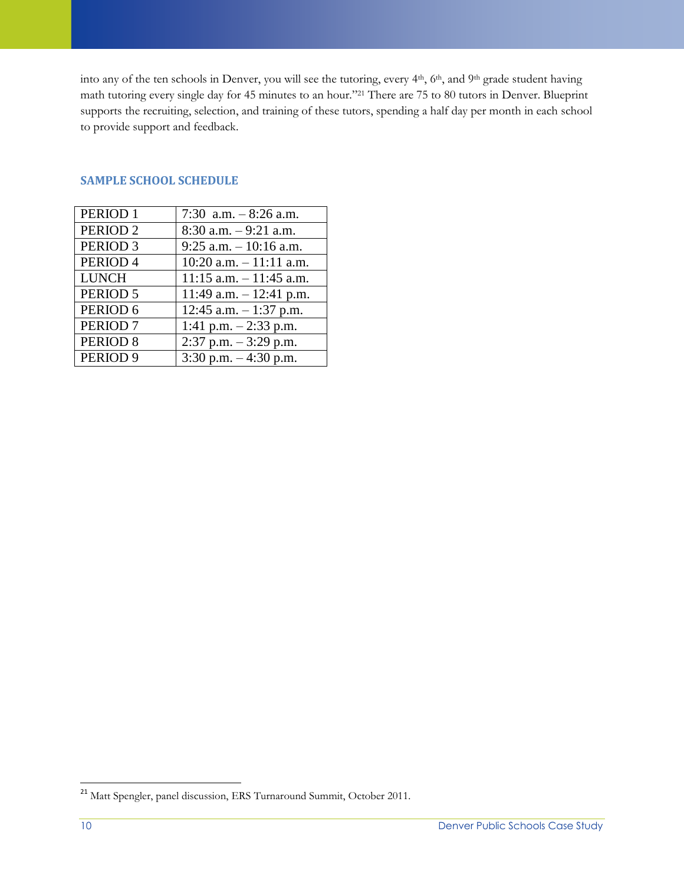into any of the ten schools in Denver, you will see the tutoring, every 4th, 6th, and 9th grade student having math tutoring every single day for 45 minutes to an hour."[21] There are 75 to 80 tutors in Denver. Blueprint supports the recruiting, selection, and training of these tutors, spending a half day per month in each school to provide support and feedback.

### SAMPLE SCHOOL SCHEDULE

| | |
|---|---|
| PERIOD 1 | 7:30  a.m. – 8:26 a.m. |
| PERIOD 2 | 8:30 a.m. – 9:21 a.m. |
| PERIOD 3 | 9:25 a.m. – 10:16 a.m. |
| PERIOD 4 | 10:20 a.m. – 11:11 a.m. |
| LUNCH | 11:15 a.m. – 11:45 a.m. |
| PERIOD 5 | 11:49 a.m. – 12:41 p.m. |
| PERIOD 6 | 12:45 a.m. – 1:37 p.m. |
| PERIOD 7 | 1:41 p.m. – 2:33 p.m. |
| PERIOD 8 | 2:37 p.m. – 3:29 p.m. |
| PERIOD 9 | 3:30 p.m. – 4:30 p.m. |

[21] Matt Spengler, panel discussion, ERS Turnaround Summit, October 2011.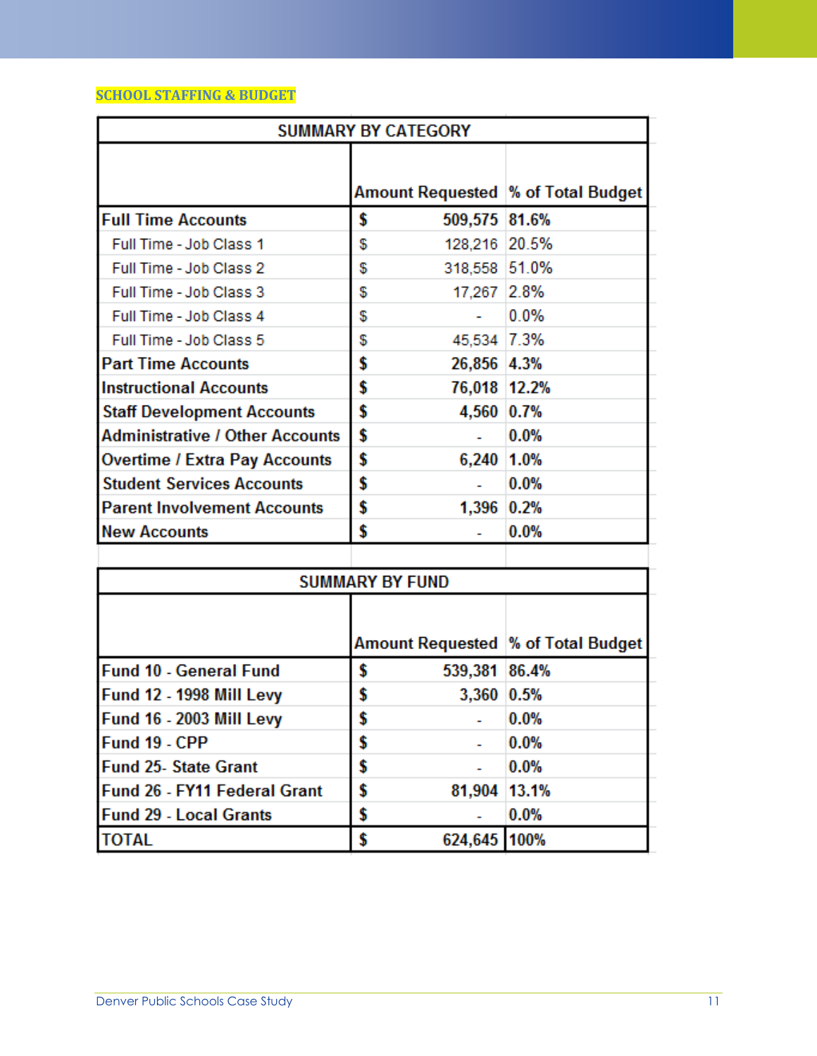**SCHOOL STAFFING & BUDGET**

| SUMMARY BY CATEGORY | | |
|---|---|---|
| | Amount Requested | % of Total Budget |
| **Full Time Accounts** | **$ 509,575** | **81.6%** |
| Full Time - Job Class 1 | $ 128,216 | 20.5% |
| Full Time - Job Class 2 | $ 318,558 | 51.0% |
| Full Time - Job Class 3 | $ 17,267 | 2.8% |
| Full Time - Job Class 4 | $ - | 0.0% |
| Full Time - Job Class 5 | $ 45,534 | 7.3% |
| **Part Time Accounts** | **$ 26,856** | **4.3%** |
| **Instructional Accounts** | **$ 76,018** | **12.2%** |
| **Staff Development Accounts** | **$ 4,560** | **0.7%** |
| **Administrative / Other Accounts** | **$ -** | **0.0%** |
| **Overtime / Extra Pay Accounts** | **$ 6,240** | **1.0%** |
| **Student Services Accounts** | **$ -** | **0.0%** |
| **Parent Involvement Accounts** | **$ 1,396** | **0.2%** |
| **New Accounts** | **$ -** | **0.0%** |

| SUMMARY BY FUND | | |
|---|---|---|
| | Amount Requested | % of Total Budget |
| **Fund 10 - General Fund** | **$ 539,381** | **86.4%** |
| **Fund 12 - 1998 Mill Levy** | **$ 3,360** | **0.5%** |
| **Fund 16 - 2003 Mill Levy** | **$ -** | **0.0%** |
| **Fund 19 - CPP** | **$ -** | **0.0%** |
| **Fund 25- State Grant** | **$ -** | **0.0%** |
| **Fund 26 - FY11 Federal Grant** | **$ 81,904** | **13.1%** |
| **Fund 29 - Local Grants** | **$ -** | **0.0%** |
| **TOTAL** | **$ 624,645** | **100%** |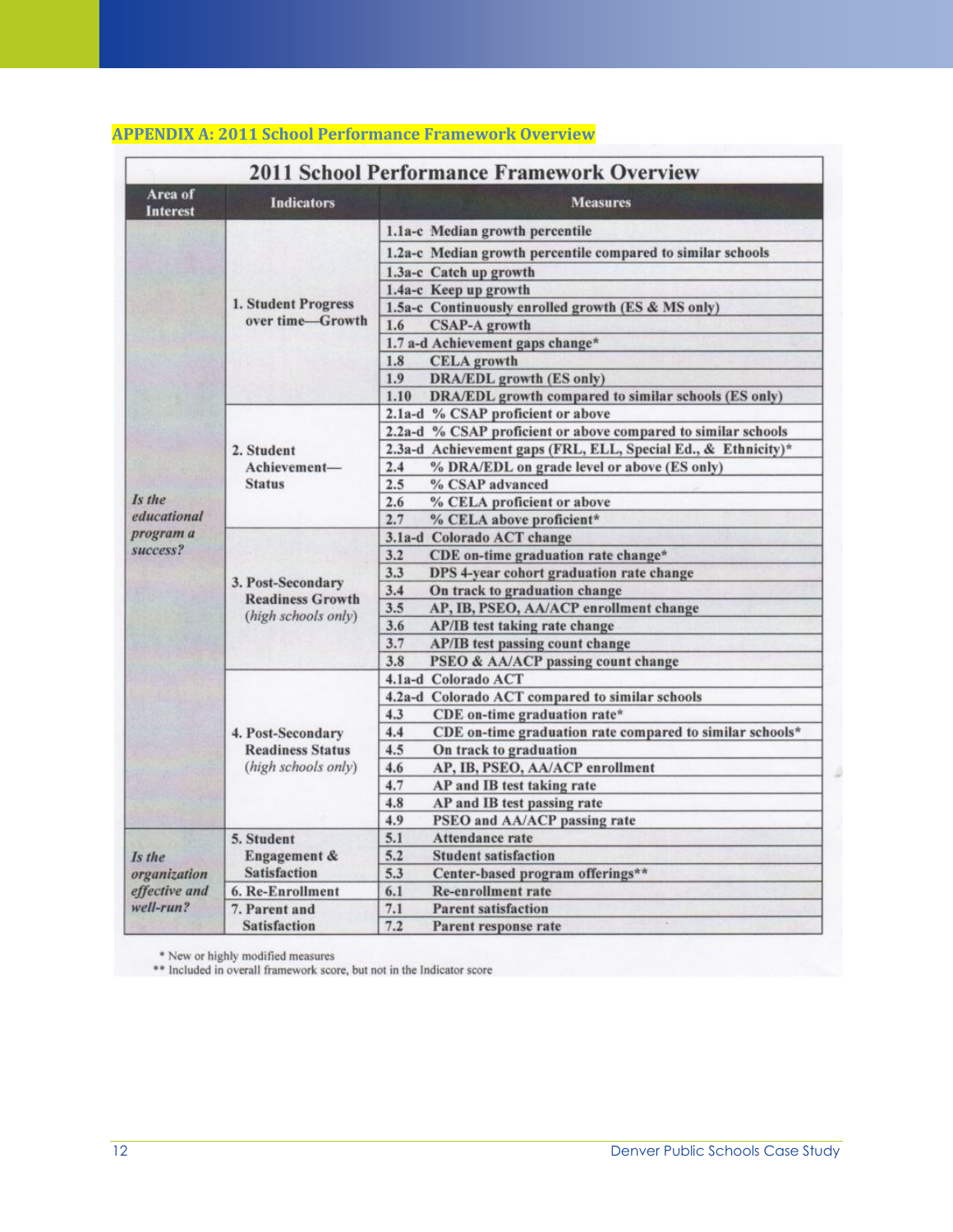## APPENDIX A: 2011 School Performance Framework Overview

**2011 School Performance Framework Overview**

| Area of Interest | Indicators | Measures |
|---|---|---|
| *Is the educational program a success?* | 1. Student Progress over time—Growth | 1.1a-c Median growth percentile |
| | | 1.2a-c Median growth percentile compared to similar schools |
| | | 1.3a-c Catch up growth |
| | | 1.4a-c Keep up growth |
| | | 1.5a-c Continuously enrolled growth (ES & MS only) |
| | | 1.6 CSAP-A growth |
| | | 1.7 a-d Achievement gaps change* |
| | | 1.8 CELA growth |
| | | 1.9 DRA/EDL growth (ES only) |
| | | 1.10 DRA/EDL growth compared to similar schools (ES only) |
| | 2. Student Achievement—Status | 2.1a-d % CSAP proficient or above |
| | | 2.2a-d % CSAP proficient or above compared to similar schools |
| | | 2.3a-d Achievement gaps (FRL, ELL, Special Ed., & Ethnicity)* |
| | | 2.4 % DRA/EDL on grade level or above (ES only) |
| | | 2.5 % CSAP advanced |
| | | 2.6 % CELA proficient or above |
| | | 2.7 % CELA above proficient* |
| | 3. Post-Secondary Readiness Growth (*high schools only*) | 3.1a-d Colorado ACT change |
| | | 3.2 CDE on-time graduation rate change* |
| | | 3.3 DPS 4-year cohort graduation rate change |
| | | 3.4 On track to graduation change |
| | | 3.5 AP, IB, PSEO, AA/ACP enrollment change |
| | | 3.6 AP/IB test taking rate change |
| | | 3.7 AP/IB test passing count change |
| | | 3.8 PSEO & AA/ACP passing count change |
| | 4. Post-Secondary Readiness Status (*high schools only*) | 4.1a-d Colorado ACT |
| | | 4.2a-d Colorado ACT compared to similar schools |
| | | 4.3 CDE on-time graduation rate* |
| | | 4.4 CDE on-time graduation rate compared to similar schools* |
| | | 4.5 On track to graduation |
| | | 4.6 AP, IB, PSEO, AA/ACP enrollment |
| | | 4.7 AP and IB test taking rate |
| | | 4.8 AP and IB test passing rate |
| | | 4.9 PSEO and AA/ACP passing rate |
| *Is the organization effective and well-run?* | 5. Student Engagement & Satisfaction | 5.1 Attendance rate |
| | | 5.2 Student satisfaction |
| | | 5.3 Center-based program offerings** |
| | 6. Re-Enrollment | 6.1 Re-enrollment rate |
| | 7. Parent and Satisfaction | 7.1 Parent satisfaction |
| | | 7.2 Parent response rate |

\* New or highly modified measures
\*\* Included in overall framework score, but not in the Indicator score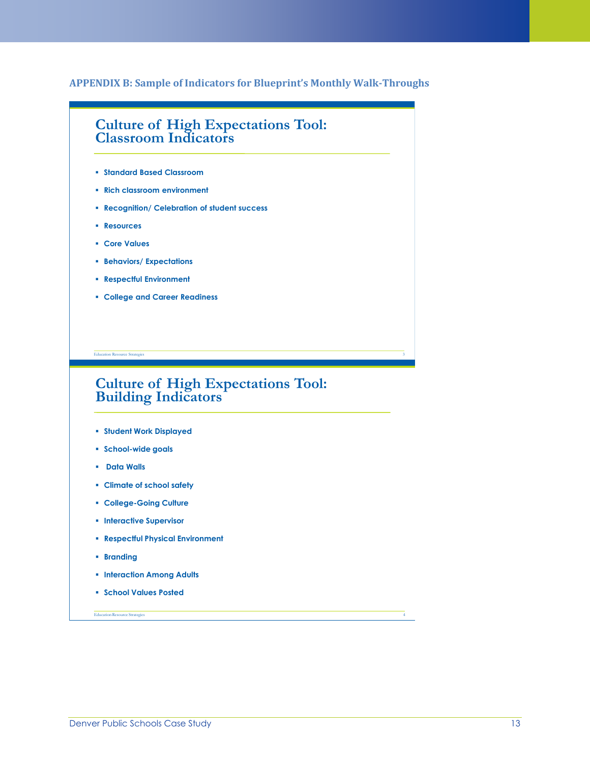## APPENDIX B: Sample of Indicators for Blueprint's Monthly Walk-Throughs

### Culture of High Expectations Tool: Classroom Indicators

- **Standard Based Classroom**
- **Rich classroom environment**
- **Recognition/ Celebration of student success**
- **Resources**
- **Core Values**
- **Behaviors/ Expectations**
- **Respectful Environment**
- **College and Career Readiness**

Education Resource Strategies 3

### Culture of High Expectations Tool: Building Indicators

- **Student Work Displayed**
- **School-wide goals**
- **Data Walls**
- **Climate of school safety**
- **College-Going Culture**
- **Interactive Supervisor**
- **Respectful Physical Environment**
- **Branding**
- **Interaction Among Adults**
- **School Values Posted**

Education Resource Strategies 4